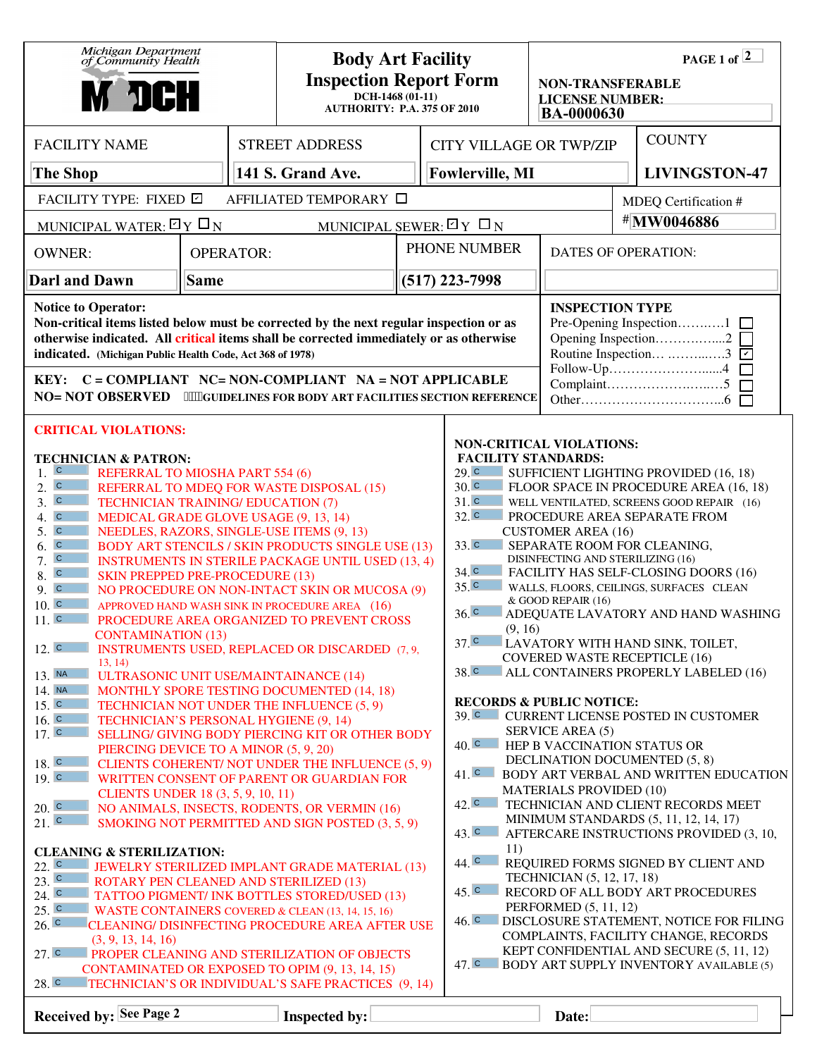Michigan Department of Community Health
MDCH

# Body Art Facility Inspection Report Form

DCH-1468 (01-11)
AUTHORITY: P.A. 375 OF 2010

NON-TRANSFERABLE LICENSE NUMBER: BA-0000630

| FACILITY NAME | STREET ADDRESS | CITY VILLAGE OR TWP/ZIP | COUNTY |
|---|---|---|---|
| The Shop | 141 S. Grand Ave. | Fowlerville, MI | LIVINGSTON-47 |

FACILITY TYPE: FIXED ☑ AFFILIATED TEMPORARY ☐

MUNICIPAL WATER: ☑Y ☐N MUNICIPAL SEWER: ☑Y ☐N

MDEQ Certification # MW0046886

| OWNER: | OPERATOR: | PHONE NUMBER | DATES OF OPERATION: |
|---|---|---|---|
| Darl and Dawn | Same | (517) 223-7998 | |

**Notice to Operator:**
**Non-critical items listed below must be corrected by the next regular inspection or as otherwise indicated. All critical items shall be corrected immediately or as otherwise indicated.** (Michigan Public Health Code, Act 368 of 1978)

**KEY: C = COMPLIANT NC= NON-COMPLIANT NA = NOT APPLICABLE NO= NOT OBSERVED** ()GUIDELINES FOR BODY ART FACILITIES SECTION REFERENCE

**INSPECTION TYPE**
- Pre-Opening Inspection……….1 ☐
- Opening Inspection……………2 ☐
- Routine Inspection… ………….3 ☑
- Follow-Up……………………4 ☐
- Complaint……………………5 ☐
- Other………………………….6 ☐

## CRITICAL VIOLATIONS:

### TECHNICIAN & PATRON:

1. C REFERRAL TO MIOSHA PART 554 (6)
2. C REFERRAL TO MDEQ FOR WASTE DISPOSAL (15)
3. C TECHNICIAN TRAINING/ EDUCATION (7)
4. C MEDICAL GRADE GLOVE USAGE (9, 13, 14)
5. C NEEDLES, RAZORS, SINGLE-USE ITEMS (9, 13)
6. C BODY ART STENCILS / SKIN PRODUCTS SINGLE USE (13)
7. C INSTRUMENTS IN STERILE PACKAGE UNTIL USED (13, 4)
8. C SKIN PREPPED PRE-PROCEDURE (13)
9. C NO PROCEDURE ON NON-INTACT SKIN OR MUCOSA (9)
10. C APPROVED HAND WASH SINK IN PROCEDURE AREA (16)
11. C PROCEDURE AREA ORGANIZED TO PREVENT CROSS CONTAMINATION (13)
12. C INSTRUMENTS USED, REPLACED OR DISCARDED (7, 9, 13, 14)
13. NA ULTRASONIC UNIT USE/MAINTAINANCE (14)
14. NA MONTHLY SPORE TESTING DOCUMENTED (14, 18)
15. C TECHNICIAN NOT UNDER THE INFLUENCE (5, 9)
16. C TECHNICIAN'S PERSONAL HYGIENE (9, 14)
17. C SELLING/ GIVING BODY PIERCING KIT OR OTHER BODY PIERCING DEVICE TO A MINOR (5, 9, 20)
18. C CLIENTS COHERENT/ NOT UNDER THE INFLUENCE (5, 9)
19. C WRITTEN CONSENT OF PARENT OR GUARDIAN FOR CLIENTS UNDER 18 (3, 5, 9, 10, 11)
20. C NO ANIMALS, INSECTS, RODENTS, OR VERMIN (16)
21. C SMOKING NOT PERMITTED AND SIGN POSTED (3, 5, 9)

### CLEANING & STERILIZATION:

22. C JEWELRY STERILIZED IMPLANT GRADE MATERIAL (13)
23. C ROTARY PEN CLEANED AND STERILIZED (13)
24. C TATTOO PIGMENT/ INK BOTTLES STORED/USED (13)
25. C WASTE CONTAINERS COVERED & CLEAN (13, 14, 15, 16)
26. C CLEANING/ DISINFECTING PROCEDURE AREA AFTER USE (3, 9, 13, 14, 16)
27. C PROPER CLEANING AND STERILIZATION OF OBJECTS CONTAMINATED OR EXPOSED TO OPIM (9, 13, 14, 15)
28. C TECHNICIAN'S OR INDIVIDUAL'S SAFE PRACTICES (9, 14)

## NON-CRITICAL VIOLATIONS:

### FACILITY STANDARDS:

29. C SUFFICIENT LIGHTING PROVIDED (16, 18)
30. C FLOOR SPACE IN PROCEDURE AREA (16, 18)
31. C WELL VENTILATED, SCREENS GOOD REPAIR (16)
32. C PROCEDURE AREA SEPARATE FROM CUSTOMER AREA (16)
33. C SEPARATE ROOM FOR CLEANING, DISINFECTING AND STERILIZING (16)
34. C FACILITY HAS SELF-CLOSING DOORS (16)
35. C WALLS, FLOORS, CEILINGS, SURFACES CLEAN & GOOD REPAIR (16)
36. C ADEQUATE LAVATORY AND HAND WASHING (9, 16)
37. C LAVATORY WITH HAND SINK, TOILET, COVERED WASTE RECEPTICLE (16)
38. C ALL CONTAINERS PROPERLY LABELED (16)

### RECORDS & PUBLIC NOTICE:

39. C CURRENT LICENSE POSTED IN CUSTOMER SERVICE AREA (5)
40. C HEP B VACCINATION STATUS OR DECLINATION DOCUMENTED (5, 8)
41. C BODY ART VERBAL AND WRITTEN EDUCATION MATERIALS PROVIDED (10)
42. C TECHNICIAN AND CLIENT RECORDS MEET MINIMUM STANDARDS (5, 11, 12, 14, 17)
43. C AFTERCARE INSTRUCTIONS PROVIDED (3, 10, 11)
44. C REQUIRED FORMS SIGNED BY CLIENT AND TECHNICIAN (5, 12, 17, 18)
45. C RECORD OF ALL BODY ART PROCEDURES PERFORMED (5, 11, 12)
46. C DISCLOSURE STATEMENT, NOTICE FOR FILING COMPLAINTS, FACILITY CHANGE, RECORDS KEPT CONFIDENTIAL AND SECURE (5, 11, 12)
47. C BODY ART SUPPLY INVENTORY AVAILABLE (5)

**Received by:** See Page 2 **Inspected by:** **Date:**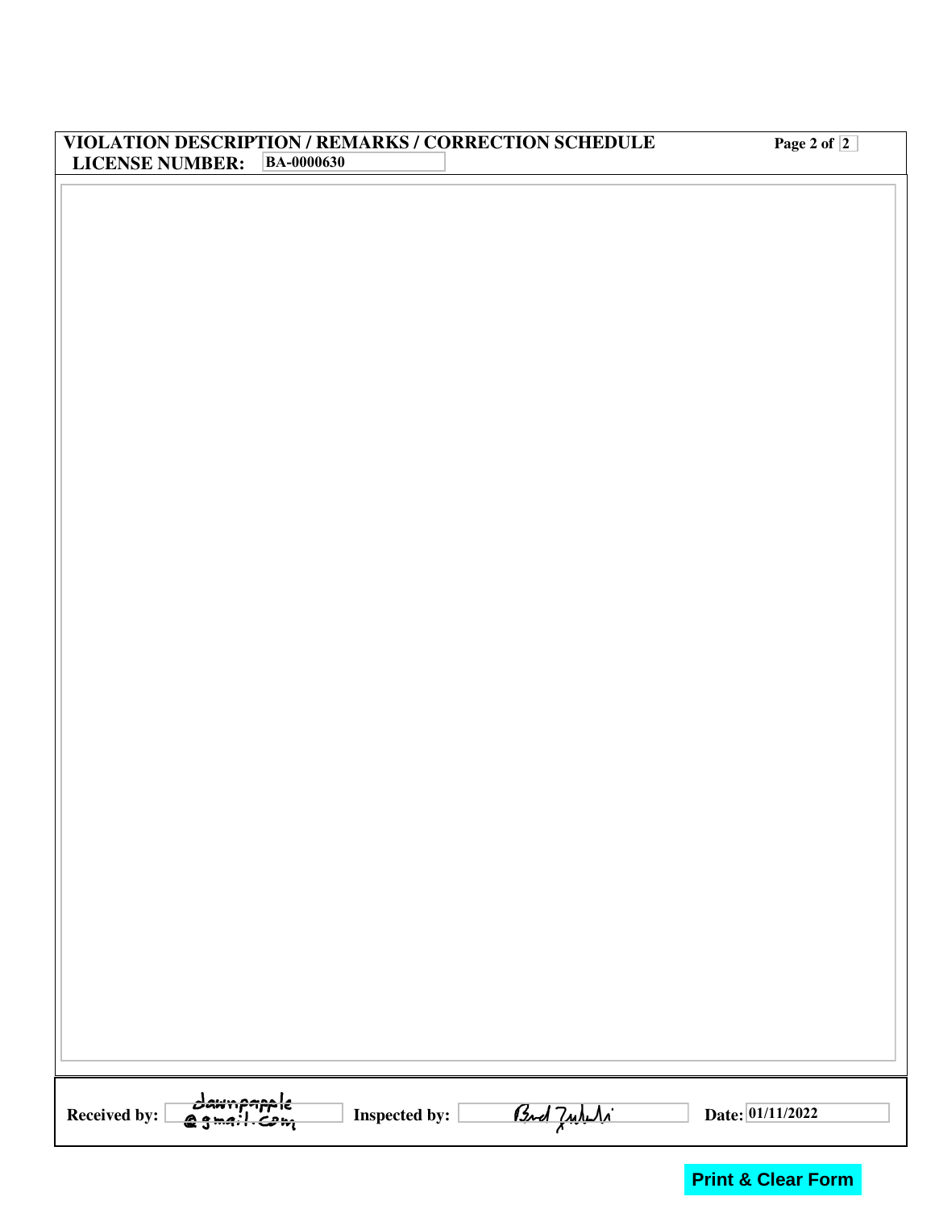**VIOLATION DESCRIPTION / REMARKS / CORRECTION SCHEDULE**

**LICENSE NUMBER:** BA-0000630

**Received by:** dawnpapple@gmail.com **Inspected by:** Brad Zubaki **Date:** 01/11/2022

Print & Clear Form